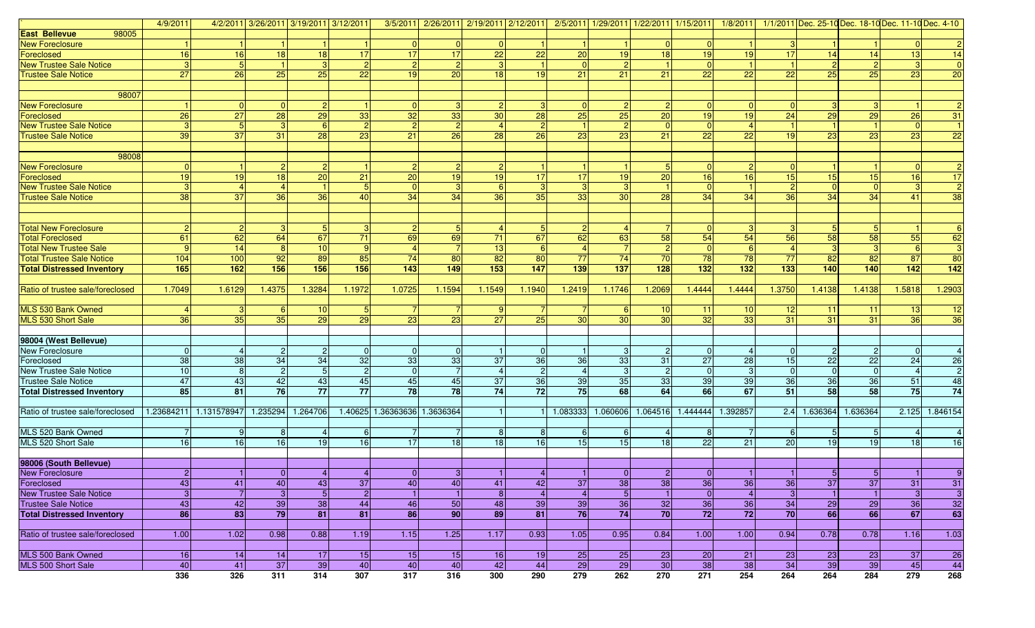| ` | 4/9/2011 | 4/2/2011 | 3/26/2011 | 3/19/2011 | 3/12/2011 | 3/5/2011 | 2/26/2011 | 2/19/2011 | 2/12/2011 | 2/5/2011 | 1/29/2011 | 1/22/2011 | 1/15/2011 | 1/8/2011 | 1/1/2011 | Dec. 25-10 | Dec. 18-10 | Dec. 11-10 | Dec. 4-10 |
|---|---|---|---|---|---|---|---|---|---|---|---|---|---|---|---|---|---|---|---|
| **East Bellevue 98005** | | | | | | | | | | | | | | | | | | | |
| New Foreclosure | 1 | 1 | 1 | 1 | 1 | 0 | 0 | 0 | 1 | 1 | 1 | 0 | 0 | 1 | 3 | 1 | 1 | 0 | 2 |
| Foreclosed | 16 | 16 | 18 | 18 | 17 | 17 | 17 | 22 | 22 | 20 | 19 | 18 | 19 | 19 | 17 | 14 | 14 | 13 | 14 |
| New Trustee Sale Notice | 3 | 5 | 1 | 3 | 2 | 2 | 2 | 3 | 1 | 0 | 2 | 1 | 0 | 1 | 1 | 2 | 2 | 3 | 0 |
| Trustee Sale Notice | 27 | 26 | 25 | 25 | 22 | 19 | 20 | 18 | 19 | 21 | 21 | 21 | 22 | 22 | 22 | 25 | 25 | 23 | 20 |
| 98007 | | | | | | | | | | | | | | | | | | | |
| New Foreclosure | 1 | 0 | 0 | 2 | 1 | 0 | 3 | 2 | 3 | 0 | 2 | 2 | 0 | 0 | 0 | 3 | 3 | 1 | 2 |
| Foreclosed | 26 | 27 | 28 | 29 | 33 | 32 | 33 | 30 | 28 | 25 | 25 | 20 | 19 | 19 | 24 | 29 | 29 | 26 | 31 |
| New Trustee Sale Notice | 3 | 5 | 3 | 6 | 2 | 2 | 2 | 4 | 2 | 1 | 2 | 0 | 0 | 4 | 1 | 1 | 1 | 0 | 1 |
| Trustee Sale Notice | 39 | 37 | 31 | 28 | 23 | 21 | 26 | 28 | 26 | 23 | 23 | 21 | 22 | 22 | 19 | 23 | 23 | 23 | 22 |
| 98008 | | | | | | | | | | | | | | | | | | | |
| New Foreclosure | 0 | 1 | 2 | 2 | 1 | 2 | 2 | 2 | 1 | 1 | 1 | 5 | 0 | 2 | 0 | 1 | 1 | 0 | 2 |
| Foreclosed | 19 | 19 | 18 | 20 | 21 | 20 | 19 | 19 | 17 | 17 | 19 | 20 | 16 | 16 | 15 | 15 | 15 | 16 | 17 |
| New Trustee Sale Notice | 3 | 4 | 4 | 1 | 5 | 0 | 3 | 6 | 3 | 3 | 3 | 1 | 0 | 1 | 2 | 0 | 0 | 3 | 2 |
| Trustee Sale Notice | 38 | 37 | 36 | 36 | 40 | 34 | 34 | 36 | 35 | 33 | 30 | 28 | 34 | 34 | 36 | 34 | 34 | 41 | 38 |
| Total New Foreclosure | 2 | 2 | 3 | 5 | 3 | 2 | 5 | 4 | 5 | 2 | 4 | 7 | 0 | 3 | 3 | 5 | 5 | 1 | 6 |
| Total Foreclosed | 61 | 62 | 64 | 67 | 71 | 69 | 69 | 71 | 67 | 62 | 63 | 58 | 54 | 54 | 56 | 58 | 58 | 55 | 62 |
| Total New Trustee Sale | 9 | 14 | 8 | 10 | 9 | 4 | 7 | 13 | 6 | 4 | 7 | 2 | 0 | 6 | 4 | 3 | 3 | 6 | 3 |
| Total Trustee Sale Notice | 104 | 100 | 92 | 89 | 85 | 74 | 80 | 82 | 80 | 77 | 74 | 70 | 78 | 78 | 77 | 82 | 82 | 87 | 80 |
| **Total Distressed Inventory** | **165** | **162** | **156** | **156** | **156** | **143** | **149** | **153** | **147** | **139** | **137** | **128** | **132** | **132** | **133** | **140** | **140** | **142** | **142** |
| Ratio of trustee sale/foreclosed | 1.7049 | 1.6129 | 1.4375 | 1.3284 | 1.1972 | 1.0725 | 1.1594 | 1.1549 | 1.1940 | 1.2419 | 1.1746 | 1.2069 | 1.4444 | 1.4444 | 1.3750 | 1.4138 | 1.4138 | 1.5818 | 1.2903 |
| MLS 530 Bank Owned | 4 | 3 | 6 | 10 | 5 | 7 | 7 | 9 | 7 | 7 | 6 | 10 | 11 | 10 | 12 | 11 | 11 | 13 | 12 |
| MLS 530 Short Sale | 36 | 35 | 35 | 29 | 29 | 23 | 23 | 27 | 25 | 30 | 30 | 30 | 32 | 33 | 31 | 31 | 31 | 36 | 36 |
| **98004 (West Bellevue)** | | | | | | | | | | | | | | | | | | | |
| New Foreclosure | 0 | 4 | 2 | 2 | 0 | 0 | 0 | 1 | 0 | 1 | 3 | 2 | 0 | 4 | 0 | 2 | 2 | 0 | 4 |
| Foreclosed | 38 | 38 | 34 | 34 | 32 | 33 | 33 | 37 | 36 | 36 | 33 | 31 | 27 | 28 | 15 | 22 | 22 | 24 | 26 |
| New Trustee Sale Notice | 10 | 8 | 2 | 5 | 2 | 0 | 7 | 4 | 2 | 4 | 3 | 2 | 0 | 3 | 0 | 0 | 0 | 4 | 2 |
| Trustee Sale Notice | 47 | 43 | 42 | 43 | 45 | 45 | 45 | 37 | 36 | 39 | 35 | 33 | 39 | 39 | 36 | 36 | 36 | 51 | 48 |
| **Total Distressed Inventory** | **85** | **81** | **76** | **77** | **77** | **78** | **78** | **74** | **72** | **75** | **68** | **64** | **66** | **67** | **51** | **58** | **58** | **75** | **74** |
| Ratio of trustee sale/foreclosed | 1.23684211 | 1.131578947 | 1.235294 | 1.264706 | 1.40625 | 1.36363636 | 1.3636364 | 1 | 1 | 1.083333 | 1.060606 | 1.064516 | 1.444444 | 1.392857 | 2.4 | 1.636364 | 1.636364 | 2.125 | 1.846154 |
| MLS 520 Bank Owned | 7 | 9 | 8 | 4 | 6 | 7 | 7 | 8 | 8 | 6 | 6 | 4 | 8 | 7 | 6 | 5 | 5 | 4 | 4 |
| MLS 520 Short Sale | 16 | 16 | 16 | 19 | 16 | 17 | 18 | 18 | 16 | 15 | 15 | 18 | 22 | 21 | 20 | 19 | 19 | 18 | 16 |
| **98006 (South Bellevue)** | | | | | | | | | | | | | | | | | | | |
| New Foreclosure | 2 | 1 | 0 | 4 | 4 | 0 | 3 | 1 | 4 | 1 | 0 | 2 | 0 | 1 | 1 | 5 | 5 | 1 | 9 |
| Foreclosed | 43 | 41 | 40 | 43 | 37 | 40 | 40 | 41 | 42 | 37 | 38 | 38 | 36 | 36 | 36 | 37 | 37 | 31 | 31 |
| New Trustee Sale Notice | 3 | 7 | 3 | 5 | 2 | 1 | 1 | 8 | 4 | 4 | 5 | 1 | 0 | 4 | 3 | 1 | 1 | 3 | 3 |
| Trustee Sale Notice | 43 | 42 | 39 | 38 | 44 | 46 | 50 | 48 | 39 | 39 | 36 | 32 | 36 | 36 | 34 | 29 | 29 | 36 | 32 |
| **Total Distressed Inventory** | **86** | **83** | **79** | **81** | **81** | **86** | **90** | **89** | **81** | **76** | **74** | **70** | **72** | **72** | **70** | **66** | **66** | **67** | **63** |
| Ratio of trustee sale/foreclosed | 1.00 | 1.02 | 0.98 | 0.88 | 1.19 | 1.15 | 1.25 | 1.17 | 0.93 | 1.05 | 0.95 | 0.84 | 1.00 | 1.00 | 0.94 | 0.78 | 0.78 | 1.16 | 1.03 |
| MLS 500 Bank Owned | 16 | 14 | 14 | 17 | 15 | 15 | 15 | 16 | 19 | 25 | 25 | 23 | 20 | 21 | 23 | 23 | 23 | 37 | 26 |
| MLS 500 Short Sale | 40 | 41 | 37 | 39 | 40 | 40 | 40 | 42 | 44 | 29 | 29 | 30 | 38 | 38 | 34 | 39 | 39 | 45 | 44 |
| | **336** | **326** | **311** | **314** | **307** | **317** | **316** | **300** | **290** | **279** | **262** | **270** | **271** | **254** | **264** | **264** | **284** | **279** | **268** |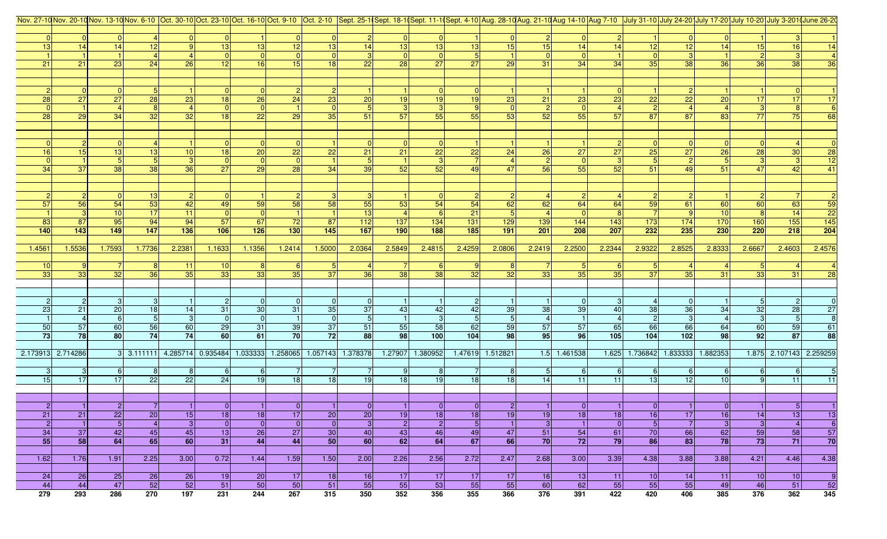| Nov. 27-10 | Nov. 20-10 | Nov. 13-10 | Nov. 6-10 | Oct. 30-10 | Oct. 23-10 | Oct. 16-10 | Oct. 9-10 | Oct. 2-10 | Sept. 25-1( | Sept. 18-1( | Sept. 11-1( | Sept. 4-10 | Aug. 28-10 | Aug. 21-10 | Aug 14-10 | Aug 7-10 | July 31-10 | July 24-20( | July 17-20( | July 10-20( | July 3-201( | June 26-2( |
|---|---|---|---|---|---|---|---|---|---|---|---|---|---|---|---|---|---|---|---|---|---|---|
| 0 | 0 | 0 | 4 | 0 | 0 | 1 | 0 | 0 | 2 | 0 | 0 | 1 | 0 | 2 | 0 | 2 | 1 | 0 | 0 | 1 | 3 | 1 |
| 13 | 14 | 14 | 12 | 9 | 13 | 13 | 12 | 13 | 14 | 13 | 13 | 13 | 15 | 15 | 14 | 14 | 12 | 12 | 14 | 15 | 16 | 14 |
| 1 | 1 | 1 | 4 | 4 | 0 | 0 | 0 | 0 | 3 | 0 | 0 | 5 | 1 | 0 | 0 | 1 | 0 | 3 | 1 | 2 | 3 | 4 |
| 21 | 21 | 23 | 24 | 26 | 12 | 16 | 15 | 18 | 22 | 28 | 27 | 27 | 29 | 31 | 34 | 34 | 35 | 38 | 36 | 36 | 38 | 36 |
| | | | | | | | | | | | | | | | | | | | | | | |
| 2 | 0 | 0 | 5 | 1 | 0 | 0 | 2 | 2 | 1 | 1 | 0 | 0 | 1 | 1 | 1 | 0 | 1 | 2 | 1 | 1 | 0 | 1 |
| 28 | 27 | 27 | 28 | 23 | 18 | 26 | 24 | 23 | 20 | 19 | 19 | 19 | 23 | 21 | 23 | 23 | 22 | 22 | 20 | 17 | 17 | 17 |
| 0 | 1 | 4 | 8 | 4 | 0 | 0 | 1 | 0 | 5 | 3 | 3 | 9 | 0 | 2 | 0 | 4 | 2 | 4 | 4 | 3 | 8 | 6 |
| 28 | 29 | 34 | 32 | 32 | 18 | 22 | 29 | 35 | 51 | 57 | 55 | 55 | 53 | 52 | 55 | 57 | 87 | 87 | 83 | 77 | 75 | 68 |
| | | | | | | | | | | | | | | | | | | | | | | |
| 0 | 2 | 0 | 4 | 1 | 0 | 0 | 0 | 1 | 0 | 0 | 0 | 1 | 1 | 1 | 1 | 2 | 0 | 0 | 0 | 0 | 4 | 0 |
| 16 | 15 | 13 | 13 | 10 | 18 | 20 | 22 | 22 | 21 | 21 | 22 | 22 | 24 | 26 | 27 | 27 | 25 | 27 | 26 | 28 | 30 | 28 |
| 0 | 1 | 5 | 5 | 3 | 0 | 0 | 0 | 1 | 5 | 1 | 3 | 7 | 4 | 2 | 0 | 3 | 5 | 2 | 5 | 3 | 3 | 12 |
| 34 | 37 | 38 | 38 | 36 | 27 | 29 | 28 | 34 | 39 | 52 | 52 | 49 | 47 | 56 | 55 | 52 | 51 | 49 | 51 | 47 | 42 | 41 |
| | | | | | | | | | | | | | | | | | | | | | | |
| 2 | 2 | 0 | 13 | 2 | 0 | 1 | 2 | 3 | 3 | 1 | 0 | 2 | 2 | 4 | 2 | 4 | 2 | 2 | 1 | 2 | 7 | 2 |
| 57 | 56 | 54 | 53 | 42 | 49 | 59 | 58 | 58 | 55 | 53 | 54 | 54 | 62 | 62 | 64 | 64 | 59 | 61 | 60 | 60 | 63 | 59 |
| 1 | 3 | 10 | 17 | 11 | 0 | 0 | 1 | 1 | 13 | 4 | 6 | 21 | 5 | 4 | 0 | 8 | 7 | 9 | 10 | 8 | 14 | 22 |
| 83 | 87 | 95 | 94 | 94 | 57 | 67 | 72 | 87 | 112 | 137 | 134 | 131 | 129 | 139 | 144 | 143 | 173 | 174 | 170 | 160 | 155 | 145 |
| **140** | **143** | **149** | **147** | **136** | **106** | **126** | **130** | **145** | **167** | **190** | **188** | **185** | **191** | **201** | **208** | **207** | **232** | **235** | **230** | **220** | **218** | **204** |
| 1.4561 | 1.5536 | 1.7593 | 1.7736 | 2.2381 | 1.1633 | 1.1356 | 1.2414 | 1.5000 | 2.0364 | 2.5849 | 2.4815 | 2.4259 | 2.0806 | 2.2419 | 2.2500 | 2.2344 | 2.9322 | 2.8525 | 2.8333 | 2.6667 | 2.4603 | 2.4576 |
| 10 | 9 | 7 | 8 | 11 | 10 | 8 | 6 | 5 | 4 | 7 | 6 | 9 | 8 | 7 | 5 | 6 | 5 | 4 | 4 | 5 | 4 | 4 |
| 33 | 33 | 32 | 36 | 35 | 33 | 33 | 35 | 37 | 36 | 38 | 38 | 32 | 32 | 33 | 35 | 35 | 37 | 35 | 31 | 33 | 31 | 28 |
| | | | | | | | | | | | | | | | | | | | | | | |
| 2 | 2 | 3 | 3 | 1 | 2 | 0 | 0 | 0 | 0 | 1 | 1 | 2 | 1 | 1 | 0 | 3 | 4 | 0 | 1 | 5 | 2 | 0 |
| 23 | 21 | 20 | 18 | 14 | 31 | 30 | 31 | 35 | 37 | 43 | 42 | 42 | 39 | 38 | 39 | 40 | 38 | 36 | 34 | 32 | 28 | 27 |
| 1 | 4 | 6 | 5 | 3 | 0 | 0 | 1 | 0 | 5 | 1 | 3 | 5 | 5 | 4 | 1 | 4 | 2 | 3 | 4 | 3 | 5 | 8 |
| 50 | 57 | 60 | 56 | 60 | 29 | 31 | 39 | 37 | 51 | 55 | 58 | 62 | 59 | 57 | 57 | 65 | 66 | 66 | 64 | 60 | 59 | 61 |
| **73** | **78** | **80** | **74** | **74** | **60** | **61** | **70** | **72** | **88** | **98** | **100** | **104** | **98** | **95** | **96** | **105** | **104** | **102** | **98** | **92** | **87** | **88** |
| 2.173913 | 2.714286 | 3 | 3.111111 | 4.285714 | 0.935484 | 1.033333 | 1.258065 | 1.057143 | 1.378378 | 1.27907 | 1.380952 | 1.47619 | 1.512821 | 1.5 | 1.461538 | 1.625 | 1.736842 | 1.833333 | 1.882353 | 1.875 | 2.107143 | 2.259259 |
| 3 | 3 | 6 | 8 | 8 | 6 | 6 | 7 | 7 | 7 | 9 | 8 | 7 | 8 | 5 | 6 | 6 | 6 | 6 | 6 | 6 | 6 | 5 |
| 15 | 17 | 17 | 22 | 22 | 24 | 19 | 18 | 18 | 19 | 18 | 19 | 18 | 18 | 14 | 11 | 11 | 13 | 12 | 10 | 9 | 11 | 11 |
| | | | | | | | | | | | | | | | | | | | | | | |
| 2 | 1 | 2 | 7 | 1 | 0 | 1 | 0 | 1 | 0 | 1 | 0 | 0 | 2 | 1 | 0 | 1 | 0 | 1 | 0 | 1 | 5 | 1 |
| 21 | 21 | 22 | 20 | 15 | 18 | 18 | 17 | 20 | 20 | 19 | 18 | 18 | 19 | 19 | 18 | 18 | 16 | 17 | 16 | 14 | 13 | 13 |
| 2 | 1 | 5 | 4 | 3 | 0 | 0 | 0 | 0 | 3 | 2 | 2 | 5 | 1 | 3 | 1 | 0 | 5 | 7 | 3 | 3 | 4 | 6 |
| 34 | 37 | 42 | 45 | 45 | 13 | 26 | 27 | 30 | 40 | 43 | 46 | 49 | 47 | 51 | 54 | 61 | 70 | 66 | 62 | 59 | 58 | 57 |
| **55** | **58** | **64** | **65** | **60** | **31** | **44** | **44** | **50** | **60** | **62** | **64** | **67** | **66** | **70** | **72** | **79** | **86** | **83** | **78** | **73** | **71** | **70** |
| 1.62 | 1.76 | 1.91 | 2.25 | 3.00 | 0.72 | 1.44 | 1.59 | 1.50 | 2.00 | 2.26 | 2.56 | 2.72 | 2.47 | 2.68 | 3.00 | 3.39 | 4.38 | 3.88 | 3.88 | 4.21 | 4.46 | 4.38 |
| 24 | 26 | 25 | 26 | 26 | 19 | 20 | 17 | 18 | 16 | 17 | 17 | 17 | 17 | 16 | 13 | 11 | 10 | 14 | 11 | 10 | 10 | 9 |
| 44 | 44 | 47 | 52 | 52 | 51 | 50 | 50 | 51 | 55 | 55 | 53 | 55 | 55 | 60 | 62 | 55 | 55 | 55 | 49 | 46 | 51 | 52 |
| **279** | **293** | **286** | **270** | **197** | **231** | **244** | **267** | **315** | **350** | **352** | **356** | **355** | **366** | **376** | **391** | **422** | **420** | **406** | **385** | **376** | **362** | **345** |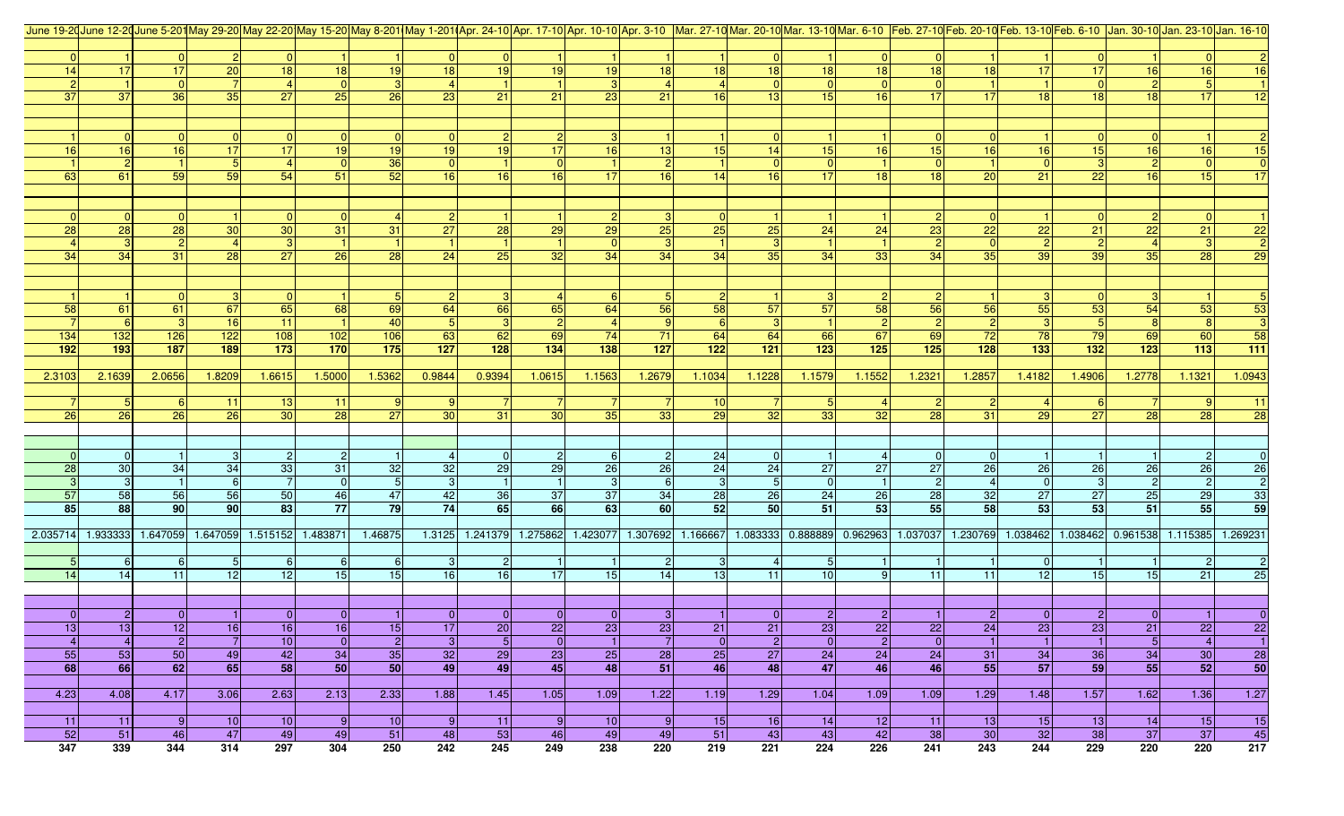| June 19-20 | June 12-20 | June 5-201 | May 29-20 | May 22-20 | May 15-20 | May 8-201 | May 1-201 | Apr. 24-10 | Apr. 17-10 | Apr. 10-10 | Apr. 3-10 | Mar. 27-10 | Mar. 20-10 | Mar. 13-10 | Mar. 6-10 | Feb. 27-10 | Feb. 20-10 | Feb. 13-10 | Feb. 6-10 | Jan. 30-10 | Jan. 23-10 | Jan. 16-10 |
|---|---|---|---|---|---|---|---|---|---|---|---|---|---|---|---|---|---|---|---|---|---|---|
| 0 | 1 | 0 | 2 | 0 | 1 | 1 | 0 | 0 | 1 | 1 | 1 | 1 | 0 | 1 | 0 | 0 | 1 | 1 | 0 | 1 | 0 | 2 |
| 14 | 17 | 17 | 20 | 18 | 18 | 19 | 18 | 19 | 19 | 19 | 18 | 18 | 18 | 18 | 18 | 18 | 18 | 17 | 17 | 16 | 16 | 16 |
| 2 | 1 | 0 | 7 | 4 | 0 | 3 | 4 | 1 | 1 | 3 | 4 | 4 | 0 | 0 | 0 | 0 | 1 | 1 | 0 | 2 | 5 | 1 |
| 37 | 37 | 36 | 35 | 27 | 25 | 26 | 23 | 21 | 21 | 23 | 21 | 16 | 13 | 15 | 16 | 17 | 17 | 18 | 18 | 18 | 17 | 12 |
| | | | | | | | | | | | | | | | | | | | | | | |
| 1 | 0 | 0 | 0 | 0 | 0 | 0 | 0 | 2 | 2 | 3 | 1 | 1 | 0 | 1 | 1 | 0 | 0 | 1 | 0 | 0 | 1 | 2 |
| 16 | 16 | 16 | 17 | 17 | 19 | 19 | 19 | 19 | 17 | 16 | 13 | 15 | 14 | 15 | 16 | 15 | 16 | 16 | 15 | 16 | 16 | 15 |
| 1 | 2 | 1 | 5 | 4 | 0 | 36 | 0 | 1 | 0 | 1 | 2 | 1 | 0 | 0 | 1 | 0 | 1 | 0 | 3 | 2 | 0 | 0 |
| 63 | 61 | 59 | 59 | 54 | 51 | 52 | 16 | 16 | 16 | 17 | 16 | 14 | 16 | 17 | 18 | 18 | 20 | 21 | 22 | 16 | 15 | 17 |
| | | | | | | | | | | | | | | | | | | | | | | |
| 0 | 0 | 0 | 1 | 0 | 0 | 4 | 2 | 1 | 1 | 2 | 3 | 0 | 1 | 1 | 1 | 2 | 0 | 1 | 0 | 2 | 0 | 1 |
| 28 | 28 | 28 | 30 | 30 | 31 | 31 | 27 | 28 | 29 | 29 | 25 | 25 | 25 | 24 | 24 | 23 | 22 | 22 | 21 | 22 | 21 | 22 |
| 4 | 3 | 2 | 4 | 3 | 1 | 1 | 1 | 1 | 1 | 0 | 3 | 1 | 3 | 1 | 1 | 2 | 0 | 2 | 2 | 4 | 3 | 2 |
| 34 | 34 | 31 | 28 | 27 | 26 | 28 | 24 | 25 | 32 | 34 | 34 | 34 | 35 | 34 | 33 | 34 | 35 | 39 | 39 | 35 | 28 | 29 |
| | | | | | | | | | | | | | | | | | | | | | | |
| 1 | 1 | 0 | 3 | 0 | 1 | 5 | 2 | 3 | 4 | 6 | 5 | 2 | 1 | 3 | 2 | 2 | 1 | 3 | 0 | 3 | 1 | 5 |
| 58 | 61 | 61 | 67 | 65 | 68 | 69 | 64 | 66 | 65 | 64 | 56 | 58 | 57 | 57 | 58 | 56 | 56 | 55 | 53 | 54 | 53 | 53 |
| 7 | 6 | 3 | 16 | 11 | 1 | 40 | 5 | 3 | 2 | 4 | 9 | 6 | 3 | 1 | 2 | 2 | 2 | 3 | 5 | 8 | 8 | 3 |
| 134 | 132 | 126 | 122 | 108 | 102 | 106 | 63 | 62 | 69 | 74 | 71 | 64 | 64 | 66 | 67 | 69 | 72 | 78 | 79 | 69 | 60 | 58 |
| **192** | **193** | **187** | **189** | **173** | **170** | **175** | **127** | **128** | **134** | **138** | **127** | **122** | **121** | **123** | **125** | **125** | **128** | **133** | **132** | **123** | **113** | **111** |
| | | | | | | | | | | | | | | | | | | | | | | |
| 2.3103 | 2.1639 | 2.0656 | 1.8209 | 1.6615 | 1.5000 | 1.5362 | 0.9844 | 0.9394 | 1.0615 | 1.1563 | 1.2679 | 1.1034 | 1.1228 | 1.1579 | 1.1552 | 1.2321 | 1.2857 | 1.4182 | 1.4906 | 1.2778 | 1.1321 | 1.0943 |
| | | | | | | | | | | | | | | | | | | | | | | |
| 7 | 5 | 6 | 11 | 13 | 11 | 9 | 9 | 7 | 7 | 7 | 7 | 10 | 7 | 5 | 4 | 2 | 2 | 4 | 6 | 7 | 9 | 11 |
| 26 | 26 | 26 | 26 | 30 | 28 | 27 | 30 | 31 | 30 | 35 | 33 | 29 | 32 | 33 | 32 | 28 | 31 | 29 | 27 | 28 | 28 | 28 |
| | | | | | | | | | | | | | | | | | | | | | | |
| 0 | 0 | 1 | 3 | 2 | 2 | 1 | 4 | 0 | 2 | 6 | 2 | 24 | 0 | 1 | 4 | 0 | 0 | 1 | 1 | 1 | 2 | 0 |
| 28 | 30 | 34 | 34 | 33 | 31 | 32 | 32 | 29 | 29 | 26 | 26 | 24 | 24 | 27 | 27 | 27 | 26 | 26 | 26 | 26 | 26 | 26 |
| 3 | 3 | 1 | 6 | 7 | 0 | 5 | 3 | 1 | 1 | 3 | 6 | 3 | 5 | 0 | 1 | 2 | 4 | 0 | 3 | 2 | 2 | 2 |
| 57 | 58 | 56 | 56 | 50 | 46 | 47 | 42 | 36 | 37 | 37 | 34 | 28 | 26 | 24 | 26 | 28 | 32 | 27 | 27 | 25 | 29 | 33 |
| **85** | **88** | **90** | **90** | **83** | **77** | **79** | **74** | **65** | **66** | **63** | **60** | **52** | **50** | **51** | **53** | **55** | **58** | **53** | **53** | **51** | **55** | **59** |
| | | | | | | | | | | | | | | | | | | | | | | |
| 2.035714 | 1.933333 | 1.647059 | 1.647059 | 1.515152 | 1.483871 | 1.46875 | 1.3125 | 1.241379 | 1.275862 | 1.423077 | 1.307692 | 1.166667 | 1.083333 | 0.888889 | 0.962963 | 1.037037 | 1.230769 | 1.038462 | 1.038462 | 0.961538 | 1.115385 | 1.269231 |
| | | | | | | | | | | | | | | | | | | | | | | |
| 5 | 6 | 6 | 5 | 6 | 6 | 6 | 3 | 2 | 1 | 1 | 2 | 3 | 4 | 5 | 1 | 1 | 1 | 0 | 1 | 1 | 2 | 2 |
| 14 | 14 | 11 | 12 | 12 | 15 | 15 | 16 | 16 | 17 | 15 | 14 | 13 | 11 | 10 | 9 | 11 | 11 | 12 | 15 | 15 | 21 | 25 |
| | | | | | | | | | | | | | | | | | | | | | | |
| 0 | 2 | 0 | 1 | 0 | 0 | 1 | 0 | 0 | 0 | 0 | 3 | 1 | 0 | 2 | 2 | 1 | 2 | 0 | 2 | 0 | 1 | 0 |
| 13 | 13 | 12 | 16 | 16 | 16 | 15 | 17 | 20 | 22 | 23 | 23 | 21 | 21 | 23 | 22 | 22 | 24 | 23 | 23 | 21 | 22 | 22 |
| 4 | 4 | 2 | 7 | 10 | 0 | 2 | 3 | 5 | 0 | 1 | 7 | 0 | 2 | 0 | 2 | 0 | 1 | 1 | 1 | 5 | 4 | 1 |
| 55 | 53 | 50 | 49 | 42 | 34 | 35 | 32 | 29 | 23 | 25 | 28 | 25 | 27 | 24 | 24 | 24 | 31 | 34 | 36 | 34 | 30 | 28 |
| **68** | **66** | **62** | **65** | **58** | **50** | **50** | **49** | **49** | **45** | **48** | **51** | **46** | **48** | **47** | **46** | **46** | **55** | **57** | **59** | **55** | **52** | **50** |
| | | | | | | | | | | | | | | | | | | | | | | |
| 4.23 | 4.08 | 4.17 | 3.06 | 2.63 | 2.13 | 2.33 | 1.88 | 1.45 | 1.05 | 1.09 | 1.22 | 1.19 | 1.29 | 1.04 | 1.09 | 1.09 | 1.29 | 1.48 | 1.57 | 1.62 | 1.36 | 1.27 |
| | | | | | | | | | | | | | | | | | | | | | | |
| 11 | 11 | 9 | 10 | 10 | 9 | 10 | 9 | 11 | 9 | 10 | 9 | 15 | 16 | 14 | 12 | 11 | 13 | 15 | 13 | 14 | 15 | 15 |
| 52 | 51 | 46 | 47 | 49 | 49 | 51 | 48 | 53 | 46 | 49 | 49 | 51 | 43 | 43 | 42 | 38 | 30 | 32 | 38 | 37 | 37 | 45 |
| **347** | **339** | **344** | **314** | **297** | **304** | **250** | **242** | **245** | **249** | **238** | **220** | **219** | **221** | **224** | **226** | **241** | **243** | **244** | **229** | **220** | **220** | **217** |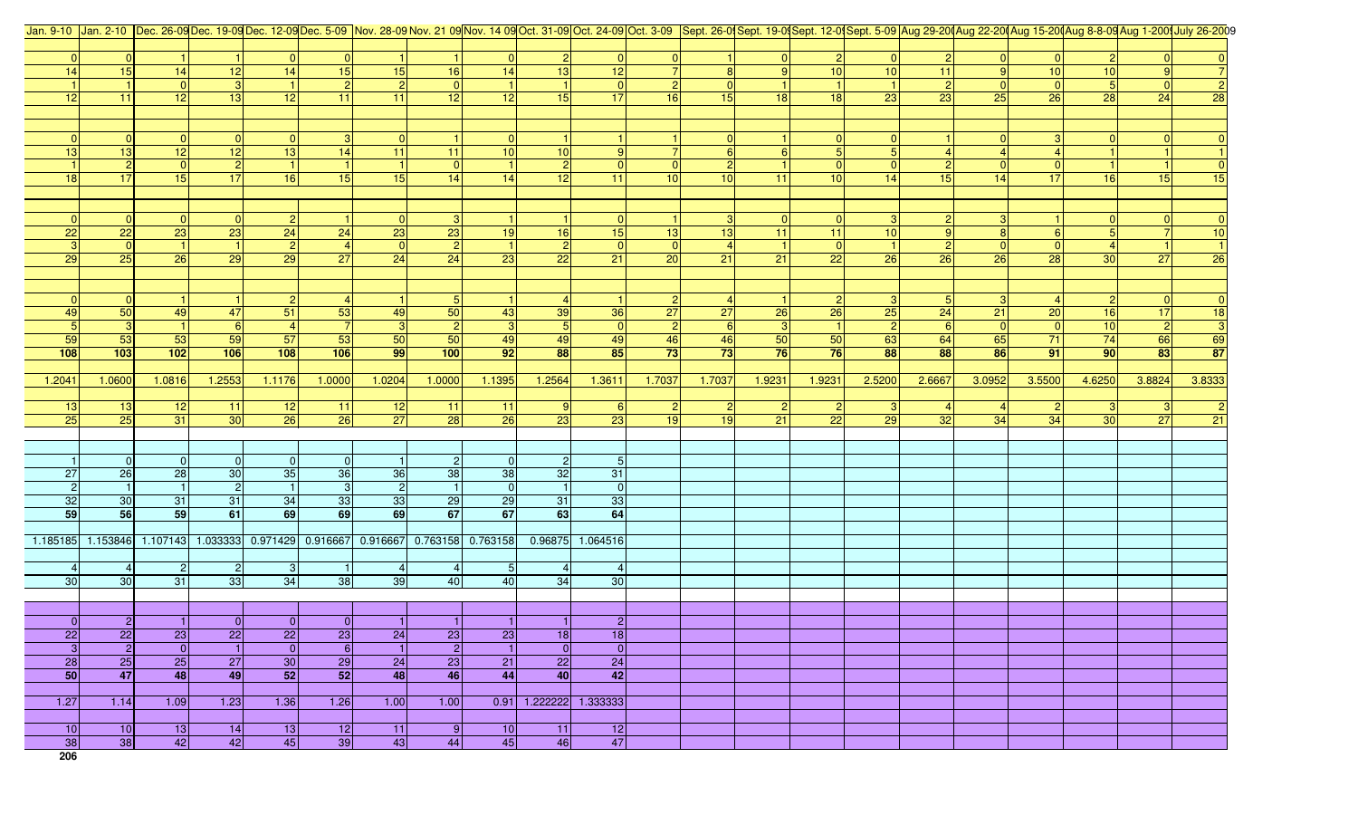| Jan. 9-10 | Jan. 2-10 | Dec. 26-09 | Dec. 19-09 | Dec. 12-09 | Dec. 5-09 | Nov. 28-09 | Nov. 21 09 | Nov. 14 09 | Oct. 31-09 | Oct. 24-09 | Oct. 3-09 | Sept. 26-09 | Sept. 19-09 | Sept. 12-09 | Sept. 5-09 | Aug 29-2009 | Aug 22-2009 | Aug 15-2009 | Aug 8-8-09 | Aug 1-2009 | July 26-2009 |
|---|---|---|---|---|---|---|---|---|---|---|---|---|---|---|---|---|---|---|---|---|---|
| | | | | | | | | | | | | | | | | | | | | | |
| 0 | 0 | 1 | 1 | 0 | 0 | 1 | 1 | 0 | 2 | 0 | 0 | 1 | 0 | 2 | 0 | 2 | 0 | 0 | 2 | 0 | 0 |
| 14 | 15 | 14 | 12 | 14 | 15 | 15 | 16 | 14 | 13 | 12 | 7 | 8 | 9 | 10 | 10 | 11 | 9 | 10 | 10 | 9 | 7 |
| 1 | 1 | 0 | 3 | 1 | 2 | 2 | 0 | 1 | 1 | 0 | 2 | 0 | 1 | 1 | 1 | 2 | 0 | 0 | 5 | 0 | 2 |
| 12 | 11 | 12 | 13 | 12 | 11 | 11 | 12 | 12 | 15 | 17 | 16 | 15 | 18 | 18 | 23 | 23 | 25 | 26 | 28 | 24 | 28 |
| | | | | | | | | | | | | | | | | | | | | | |
| 0 | 0 | 0 | 0 | 0 | 3 | 0 | 1 | 0 | 1 | 1 | 1 | 0 | 1 | 0 | 0 | 1 | 0 | 3 | 0 | 0 | 0 |
| 13 | 13 | 12 | 12 | 13 | 14 | 11 | 11 | 10 | 10 | 9 | 7 | 6 | 6 | 5 | 5 | 4 | 4 | 4 | 1 | 1 | 1 |
| 1 | 2 | 0 | 2 | 1 | 1 | 1 | 0 | 1 | 2 | 0 | 0 | 2 | 1 | 0 | 0 | 2 | 0 | 0 | 1 | 1 | 0 |
| 18 | 17 | 15 | 17 | 16 | 15 | 15 | 14 | 14 | 12 | 11 | 10 | 10 | 11 | 10 | 14 | 15 | 14 | 17 | 16 | 15 | 15 |
| | | | | | | | | | | | | | | | | | | | | | |
| 0 | 0 | 0 | 0 | 2 | 1 | 0 | 3 | 1 | 1 | 0 | 1 | 3 | 0 | 0 | 3 | 2 | 3 | 1 | 0 | 0 | 0 |
| 22 | 22 | 23 | 23 | 24 | 24 | 23 | 23 | 19 | 16 | 15 | 13 | 13 | 11 | 11 | 10 | 9 | 8 | 6 | 5 | 7 | 10 |
| 3 | 0 | 1 | 1 | 2 | 4 | 0 | 2 | 1 | 2 | 0 | 0 | 4 | 1 | 0 | 1 | 2 | 0 | 0 | 4 | 1 | 1 |
| 29 | 25 | 26 | 29 | 29 | 27 | 24 | 24 | 23 | 22 | 21 | 20 | 21 | 21 | 22 | 26 | 26 | 26 | 28 | 30 | 27 | 26 |
| | | | | | | | | | | | | | | | | | | | | | |
| 0 | 0 | 1 | 1 | 2 | 4 | 1 | 5 | 1 | 4 | 1 | 2 | 4 | 1 | 2 | 3 | 5 | 3 | 4 | 2 | 0 | 0 |
| 49 | 50 | 49 | 47 | 51 | 53 | 49 | 50 | 43 | 39 | 36 | 27 | 27 | 26 | 26 | 25 | 24 | 21 | 20 | 16 | 17 | 18 |
| 5 | 3 | 1 | 6 | 4 | 7 | 3 | 2 | 3 | 5 | 0 | 2 | 6 | 3 | 1 | 2 | 6 | 0 | 0 | 10 | 2 | 3 |
| 59 | 53 | 53 | 59 | 57 | 53 | 50 | 50 | 49 | 49 | 49 | 46 | 46 | 50 | 50 | 63 | 64 | 65 | 71 | 74 | 66 | 69 |
| **108** | **103** | **102** | **106** | **108** | **106** | **99** | **100** | **92** | **88** | **85** | **73** | **73** | **76** | **76** | **88** | **88** | **86** | **91** | **90** | **83** | **87** |
| | | | | | | | | | | | | | | | | | | | | | |
| 1.2041 | 1.0600 | 1.0816 | 1.2553 | 1.1176 | 1.0000 | 1.0204 | 1.0000 | 1.1395 | 1.2564 | 1.3611 | 1.7037 | 1.7037 | 1.9231 | 1.9231 | 2.5200 | 2.6667 | 3.0952 | 3.5500 | 4.6250 | 3.8824 | 3.8333 |
| | | | | | | | | | | | | | | | | | | | | | |
| 13 | 13 | 12 | 11 | 12 | 11 | 12 | 11 | 11 | 9 | 6 | 2 | 2 | 2 | 2 | 3 | 4 | 4 | 2 | 3 | 3 | 2 |
| 25 | 25 | 31 | 30 | 26 | 26 | 27 | 28 | 26 | 23 | 23 | 19 | 19 | 21 | 22 | 29 | 32 | 34 | 34 | 30 | 27 | 21 |
| | | | | | | | | | | | | | | | | | | | | | |
| 1 | 0 | 0 | 0 | 0 | 0 | 1 | 2 | 0 | 2 | 5 | | | | | | | | | | | |
| 27 | 26 | 28 | 30 | 35 | 36 | 36 | 38 | 38 | 32 | 31 | | | | | | | | | | | |
| 2 | 1 | 1 | 2 | 1 | 3 | 2 | 1 | 0 | 1 | 0 | | | | | | | | | | | |
| 32 | 30 | 31 | 31 | 34 | 33 | 33 | 29 | 29 | 31 | 33 | | | | | | | | | | | |
| **59** | **56** | **59** | **61** | **69** | **69** | **69** | **67** | **67** | **63** | **64** | | | | | | | | | | | |
| | | | | | | | | | | | | | | | | | | | | | |
| 1.185185 | 1.153846 | 1.107143 | 1.033333 | 0.971429 | 0.916667 | 0.916667 | 0.763158 | 0.763158 | 0.96875 | 1.064516 | | | | | | | | | | | |
| | | | | | | | | | | | | | | | | | | | | | |
| 4 | 4 | 2 | 2 | 3 | 1 | 4 | 4 | 5 | 4 | 4 | | | | | | | | | | | |
| 30 | 30 | 31 | 33 | 34 | 38 | 39 | 40 | 40 | 34 | 30 | | | | | | | | | | | |
| | | | | | | | | | | | | | | | | | | | | | |
| 0 | 2 | 1 | 0 | 0 | 0 | 1 | 1 | 1 | 1 | 2 | | | | | | | | | | | |
| 22 | 22 | 23 | 22 | 22 | 23 | 24 | 23 | 23 | 18 | 18 | | | | | | | | | | | |
| 3 | 2 | 0 | 1 | 0 | 6 | 1 | 2 | 1 | 0 | 0 | | | | | | | | | | | |
| 28 | 25 | 25 | 27 | 30 | 29 | 24 | 23 | 21 | 22 | 24 | | | | | | | | | | | |
| **50** | **47** | **48** | **49** | **52** | **52** | **48** | **46** | **44** | **40** | **42** | | | | | | | | | | | |
| | | | | | | | | | | | | | | | | | | | | | |
| 1.27 | 1.14 | 1.09 | 1.23 | 1.36 | 1.26 | 1.00 | 1.00 | 0.91 | 1.222222 | 1.333333 | | | | | | | | | | | |
| | | | | | | | | | | | | | | | | | | | | | |
| 10 | 10 | 13 | 14 | 13 | 12 | 11 | 9 | 10 | 11 | 12 | | | | | | | | | | | |
| 38 | 38 | 42 | 42 | 45 | 39 | 43 | 44 | 45 | 46 | 47 | | | | | | | | | | | |
| **206** | | | | | | | | | | | | | | | | | | | | | |